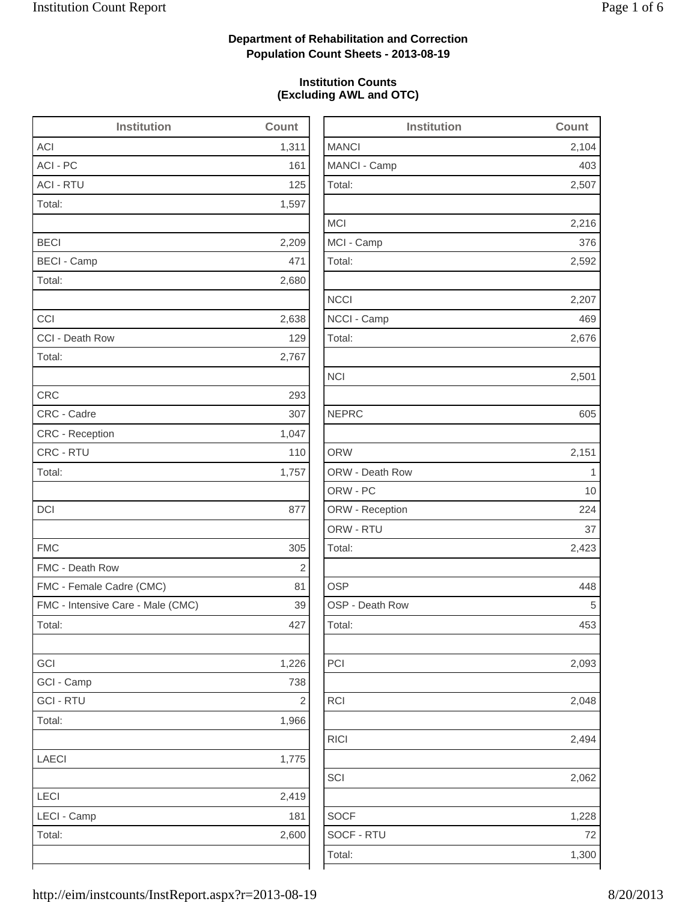**Department of Rehabilitation and Correction**
**Population Count Sheets - 2013-08-19**

**Institution Counts**
**(Excluding AWL and OTC)**

| Institution | Count |
|---|---|
| ACI | 1,311 |
| ACI - PC | 161 |
| ACI - RTU | 125 |
| Total: | 1,597 |
| | |
| BECI | 2,209 |
| BECI - Camp | 471 |
| Total: | 2,680 |
| | |
| CCI | 2,638 |
| CCI - Death Row | 129 |
| Total: | 2,767 |
| | |
| CRC | 293 |
| CRC - Cadre | 307 |
| CRC - Reception | 1,047 |
| CRC - RTU | 110 |
| Total: | 1,757 |
| | |
| DCI | 877 |
| | |
| FMC | 305 |
| FMC - Death Row | 2 |
| FMC - Female Cadre (CMC) | 81 |
| FMC - Intensive Care - Male (CMC) | 39 |
| Total: | 427 |
| | |
| GCI | 1,226 |
| GCI - Camp | 738 |
| GCI - RTU | 2 |
| Total: | 1,966 |
| | |
| LAECI | 1,775 |
| | |
| LECI | 2,419 |
| LECI - Camp | 181 |
| Total: | 2,600 |
| | |

| Institution | Count |
|---|---|
| MANCI | 2,104 |
| MANCI - Camp | 403 |
| Total: | 2,507 |
| | |
| MCI | 2,216 |
| MCI - Camp | 376 |
| Total: | 2,592 |
| | |
| NCCI | 2,207 |
| NCCI - Camp | 469 |
| Total: | 2,676 |
| | |
| NCI | 2,501 |
| | |
| NEPRC | 605 |
| | |
| ORW | 2,151 |
| ORW - Death Row | 1 |
| ORW - PC | 10 |
| ORW - Reception | 224 |
| ORW - RTU | 37 |
| Total: | 2,423 |
| | |
| OSP | 448 |
| OSP - Death Row | 5 |
| Total: | 453 |
| | |
| PCI | 2,093 |
| | |
| RCI | 2,048 |
| | |
| RICI | 2,494 |
| | |
| SCI | 2,062 |
| | |
| SOCF | 1,228 |
| SOCF - RTU | 72 |
| Total: | 1,300 |
| | |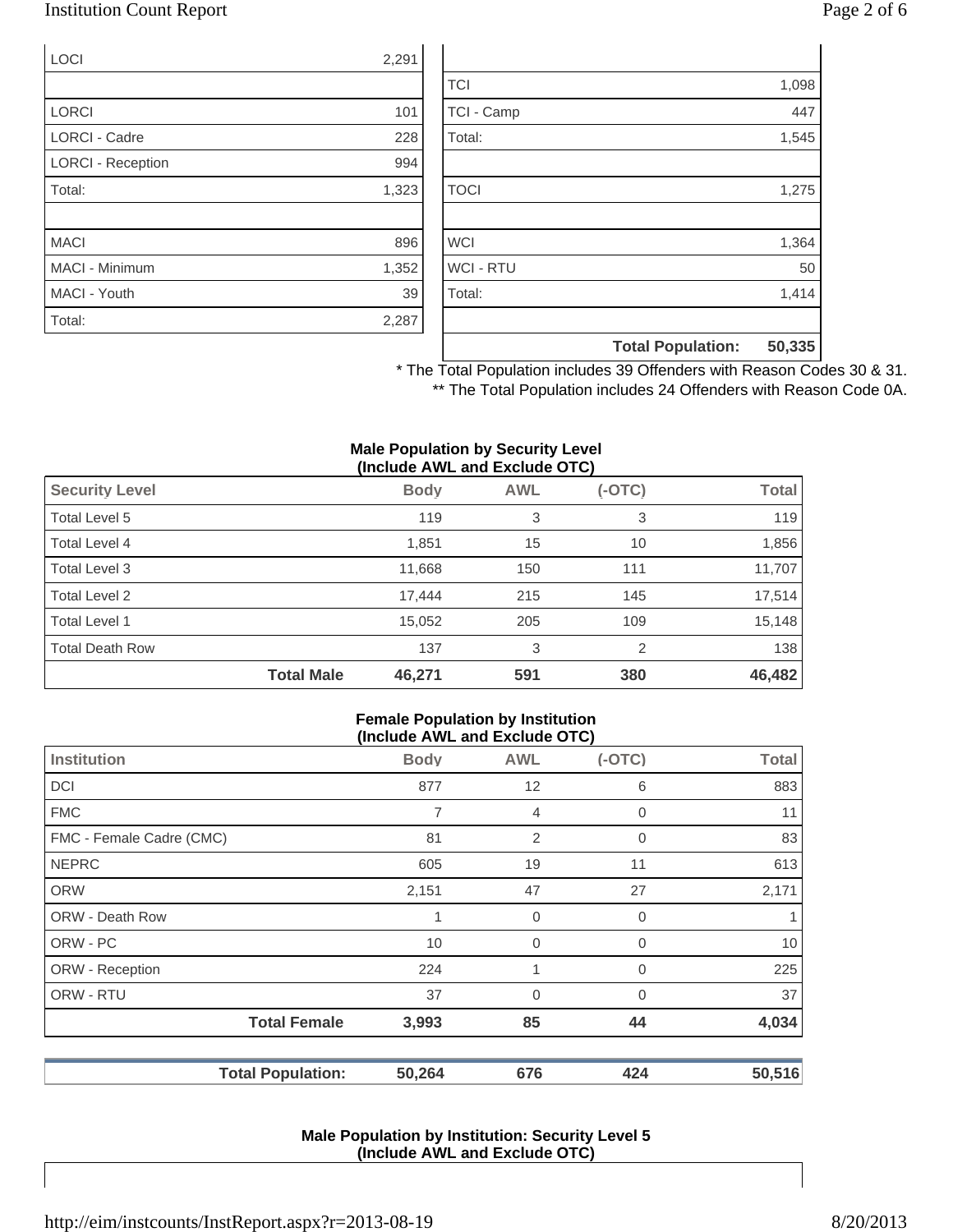| Institution | Count |
| --- | --- |
| LOCI | 2,291 |
| | |
| LORCI | 101 |
| LORCI - Cadre | 228 |
| LORCI - Reception | 994 |
| Total: | 1,323 |
| | |
| MACI | 896 |
| MACI - Minimum | 1,352 |
| MACI - Youth | 39 |
| Total: | 2,287 |

| Institution | Count |
| --- | --- |
| | |
| TCI | 1,098 |
| TCI - Camp | 447 |
| Total: | 1,545 |
| | |
| TOCI | 1,275 |
| | |
| WCI | 1,364 |
| WCI - RTU | 50 |
| Total: | 1,414 |
| | |
| **Total Population:** | **50,335** |

\* The Total Population includes 39 Offenders with Reason Codes 30 & 31.

\*\* The Total Population includes 24 Offenders with Reason Code 0A.

**Male Population by Security Level (Include AWL and Exclude OTC)**

| Security Level | Body | AWL | (-OTC) | Total |
| --- | --- | --- | --- | --- |
| Total Level 5 | 119 | 3 | 3 | 119 |
| Total Level 4 | 1,851 | 15 | 10 | 1,856 |
| Total Level 3 | 11,668 | 150 | 111 | 11,707 |
| Total Level 2 | 17,444 | 215 | 145 | 17,514 |
| Total Level 1 | 15,052 | 205 | 109 | 15,148 |
| Total Death Row | 137 | 3 | 2 | 138 |
| **Total Male** | **46,271** | **591** | **380** | **46,482** |

**Female Population by Institution (Include AWL and Exclude OTC)**

| Institution | Body | AWL | (-OTC) | Total |
| --- | --- | --- | --- | --- |
| DCI | 877 | 12 | 6 | 883 |
| FMC | 7 | 4 | 0 | 11 |
| FMC - Female Cadre (CMC) | 81 | 2 | 0 | 83 |
| NEPRC | 605 | 19 | 11 | 613 |
| ORW | 2,151 | 47 | 27 | 2,171 |
| ORW - Death Row | 1 | 0 | 0 | 1 |
| ORW - PC | 10 | 0 | 0 | 10 |
| ORW - Reception | 224 | 1 | 0 | 225 |
| ORW - RTU | 37 | 0 | 0 | 37 |
| **Total Female** | **3,993** | **85** | **44** | **4,034** |

| | Body | AWL | (-OTC) | Total |
| --- | --- | --- | --- | --- |
| **Total Population:** | **50,264** | **676** | **424** | **50,516** |

**Male Population by Institution: Security Level 5 (Include AWL and Exclude OTC)**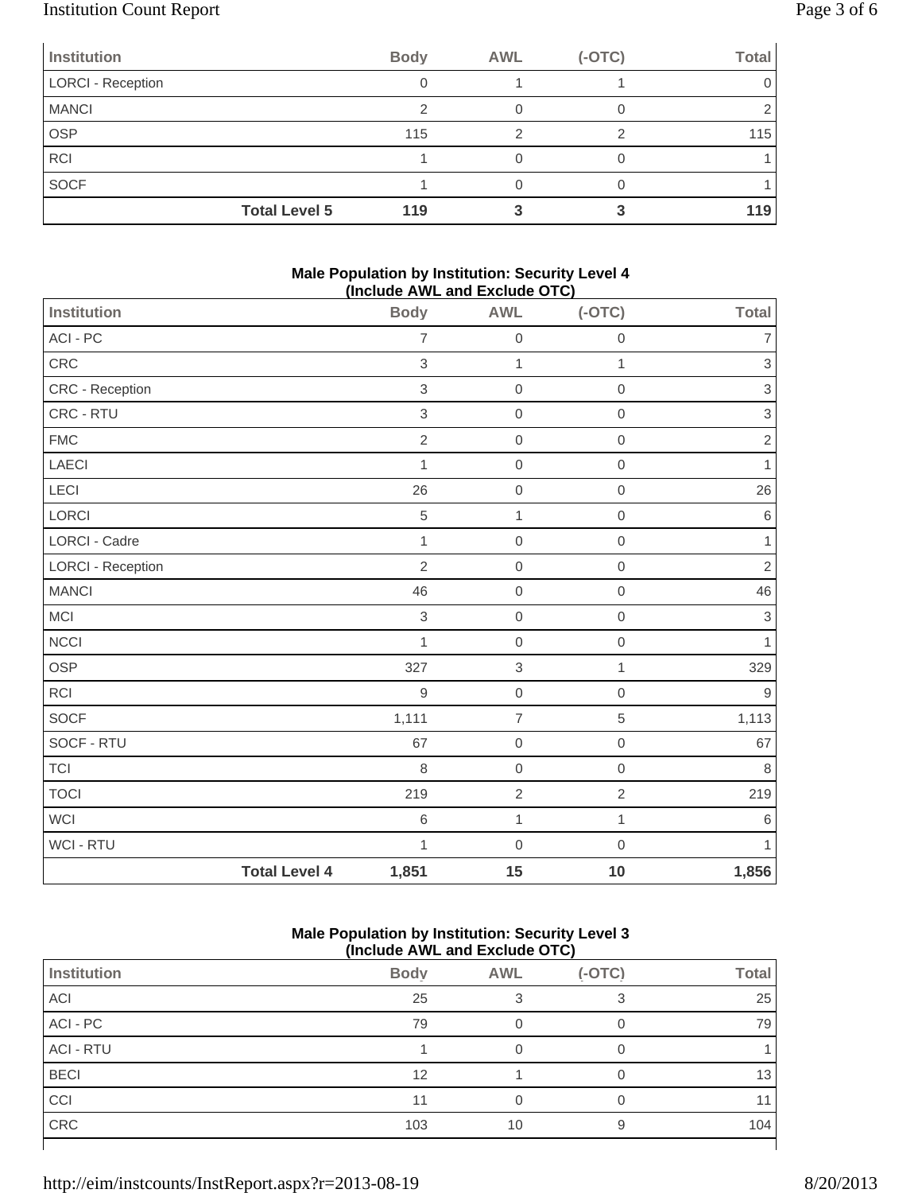| Institution | | Body | AWL | (-OTC) | Total |
|---|---|---|---|---|---|
| LORCI - Reception | | 0 | 1 | 1 | 0 |
| MANCI | | 2 | 0 | 0 | 2 |
| OSP | | 115 | 2 | 2 | 115 |
| RCI | | 1 | 0 | 0 | 1 |
| SOCF | | 1 | 0 | 0 | 1 |
| | **Total Level 5** | **119** | **3** | **3** | **119** |

**Male Population by Institution: Security Level 4 (Include AWL and Exclude OTC)**

| Institution | | Body | AWL | (-OTC) | Total |
|---|---|---|---|---|---|
| ACI - PC | | 7 | 0 | 0 | 7 |
| CRC | | 3 | 1 | 1 | 3 |
| CRC - Reception | | 3 | 0 | 0 | 3 |
| CRC - RTU | | 3 | 0 | 0 | 3 |
| FMC | | 2 | 0 | 0 | 2 |
| LAECI | | 1 | 0 | 0 | 1 |
| LECI | | 26 | 0 | 0 | 26 |
| LORCI | | 5 | 1 | 0 | 6 |
| LORCI - Cadre | | 1 | 0 | 0 | 1 |
| LORCI - Reception | | 2 | 0 | 0 | 2 |
| MANCI | | 46 | 0 | 0 | 46 |
| MCI | | 3 | 0 | 0 | 3 |
| NCCI | | 1 | 0 | 0 | 1 |
| OSP | | 327 | 3 | 1 | 329 |
| RCI | | 9 | 0 | 0 | 9 |
| SOCF | | 1,111 | 7 | 5 | 1,113 |
| SOCF - RTU | | 67 | 0 | 0 | 67 |
| TCI | | 8 | 0 | 0 | 8 |
| TOCI | | 219 | 2 | 2 | 219 |
| WCI | | 6 | 1 | 1 | 6 |
| WCI - RTU | | 1 | 0 | 0 | 1 |
| | **Total Level 4** | **1,851** | **15** | **10** | **1,856** |

**Male Population by Institution: Security Level 3 (Include AWL and Exclude OTC)**

| Institution | | Body | AWL | (-OTC) | Total |
|---|---|---|---|---|---|
| ACI | | 25 | 3 | 3 | 25 |
| ACI - PC | | 79 | 0 | 0 | 79 |
| ACI - RTU | | 1 | 0 | 0 | 1 |
| BECI | | 12 | 1 | 0 | 13 |
| CCI | | 11 | 0 | 0 | 11 |
| CRC | | 103 | 10 | 9 | 104 |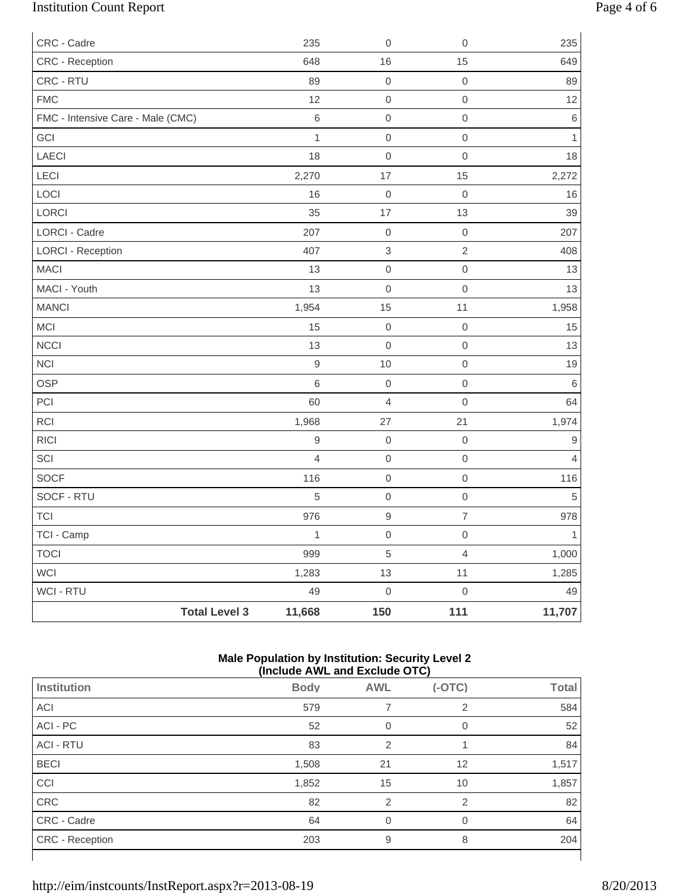| | | | | |
|---|---|---|---|---|
| CRC - Cadre | 235 | 0 | 0 | 235 |
| CRC - Reception | 648 | 16 | 15 | 649 |
| CRC - RTU | 89 | 0 | 0 | 89 |
| FMC | 12 | 0 | 0 | 12 |
| FMC - Intensive Care - Male (CMC) | 6 | 0 | 0 | 6 |
| GCI | 1 | 0 | 0 | 1 |
| LAECI | 18 | 0 | 0 | 18 |
| LECI | 2,270 | 17 | 15 | 2,272 |
| LOCI | 16 | 0 | 0 | 16 |
| LORCI | 35 | 17 | 13 | 39 |
| LORCI - Cadre | 207 | 0 | 0 | 207 |
| LORCI - Reception | 407 | 3 | 2 | 408 |
| MACI | 13 | 0 | 0 | 13 |
| MACI - Youth | 13 | 0 | 0 | 13 |
| MANCI | 1,954 | 15 | 11 | 1,958 |
| MCI | 15 | 0 | 0 | 15 |
| NCCI | 13 | 0 | 0 | 13 |
| NCI | 9 | 10 | 0 | 19 |
| OSP | 6 | 0 | 0 | 6 |
| PCI | 60 | 4 | 0 | 64 |
| RCI | 1,968 | 27 | 21 | 1,974 |
| RICI | 9 | 0 | 0 | 9 |
| SCI | 4 | 0 | 0 | 4 |
| SOCF | 116 | 0 | 0 | 116 |
| SOCF - RTU | 5 | 0 | 0 | 5 |
| TCI | 976 | 9 | 7 | 978 |
| TCI - Camp | 1 | 0 | 0 | 1 |
| TOCI | 999 | 5 | 4 | 1,000 |
| WCI | 1,283 | 13 | 11 | 1,285 |
| WCI - RTU | 49 | 0 | 0 | 49 |
| **Total Level 3** | **11,668** | **150** | **111** | **11,707** |

**Male Population by Institution: Security Level 2**
**(Include AWL and Exclude OTC)**

| Institution | Body | AWL | (-OTC) | Total |
|---|---|---|---|---|
| ACI | 579 | 7 | 2 | 584 |
| ACI - PC | 52 | 0 | 0 | 52 |
| ACI - RTU | 83 | 2 | 1 | 84 |
| BECI | 1,508 | 21 | 12 | 1,517 |
| CCI | 1,852 | 15 | 10 | 1,857 |
| CRC | 82 | 2 | 2 | 82 |
| CRC - Cadre | 64 | 0 | 0 | 64 |
| CRC - Reception | 203 | 9 | 8 | 204 |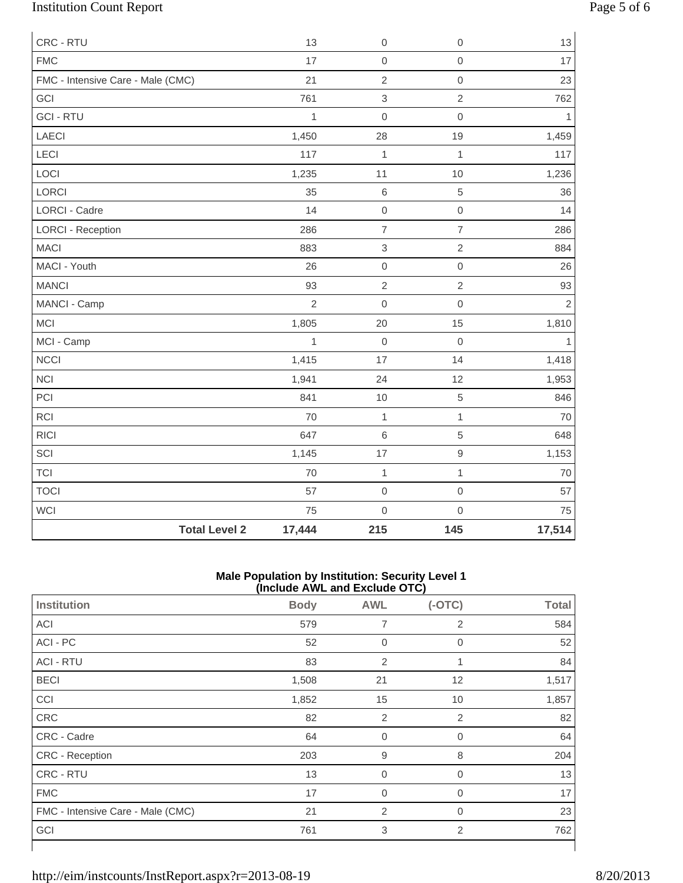| | | | | |
|---|---|---|---|---|
| CRC - RTU | 13 | 0 | 0 | 13 |
| FMC | 17 | 0 | 0 | 17 |
| FMC - Intensive Care - Male (CMC) | 21 | 2 | 0 | 23 |
| GCI | 761 | 3 | 2 | 762 |
| GCI - RTU | 1 | 0 | 0 | 1 |
| LAECI | 1,450 | 28 | 19 | 1,459 |
| LECI | 117 | 1 | 1 | 117 |
| LOCI | 1,235 | 11 | 10 | 1,236 |
| LORCI | 35 | 6 | 5 | 36 |
| LORCI - Cadre | 14 | 0 | 0 | 14 |
| LORCI - Reception | 286 | 7 | 7 | 286 |
| MACI | 883 | 3 | 2 | 884 |
| MACI - Youth | 26 | 0 | 0 | 26 |
| MANCI | 93 | 2 | 2 | 93 |
| MANCI - Camp | 2 | 0 | 0 | 2 |
| MCI | 1,805 | 20 | 15 | 1,810 |
| MCI - Camp | 1 | 0 | 0 | 1 |
| NCCI | 1,415 | 17 | 14 | 1,418 |
| NCI | 1,941 | 24 | 12 | 1,953 |
| PCI | 841 | 10 | 5 | 846 |
| RCI | 70 | 1 | 1 | 70 |
| RICI | 647 | 6 | 5 | 648 |
| SCI | 1,145 | 17 | 9 | 1,153 |
| TCI | 70 | 1 | 1 | 70 |
| TOCI | 57 | 0 | 0 | 57 |
| WCI | 75 | 0 | 0 | 75 |
| **Total Level 2** | **17,444** | **215** | **145** | **17,514** |

**Male Population by Institution: Security Level 1 (Include AWL and Exclude OTC)**

| Institution | Body | AWL | (-OTC) | Total |
|---|---|---|---|---|
| ACI | 579 | 7 | 2 | 584 |
| ACI - PC | 52 | 0 | 0 | 52 |
| ACI - RTU | 83 | 2 | 1 | 84 |
| BECI | 1,508 | 21 | 12 | 1,517 |
| CCI | 1,852 | 15 | 10 | 1,857 |
| CRC | 82 | 2 | 2 | 82 |
| CRC - Cadre | 64 | 0 | 0 | 64 |
| CRC - Reception | 203 | 9 | 8 | 204 |
| CRC - RTU | 13 | 0 | 0 | 13 |
| FMC | 17 | 0 | 0 | 17 |
| FMC - Intensive Care - Male (CMC) | 21 | 2 | 0 | 23 |
| GCI | 761 | 3 | 2 | 762 |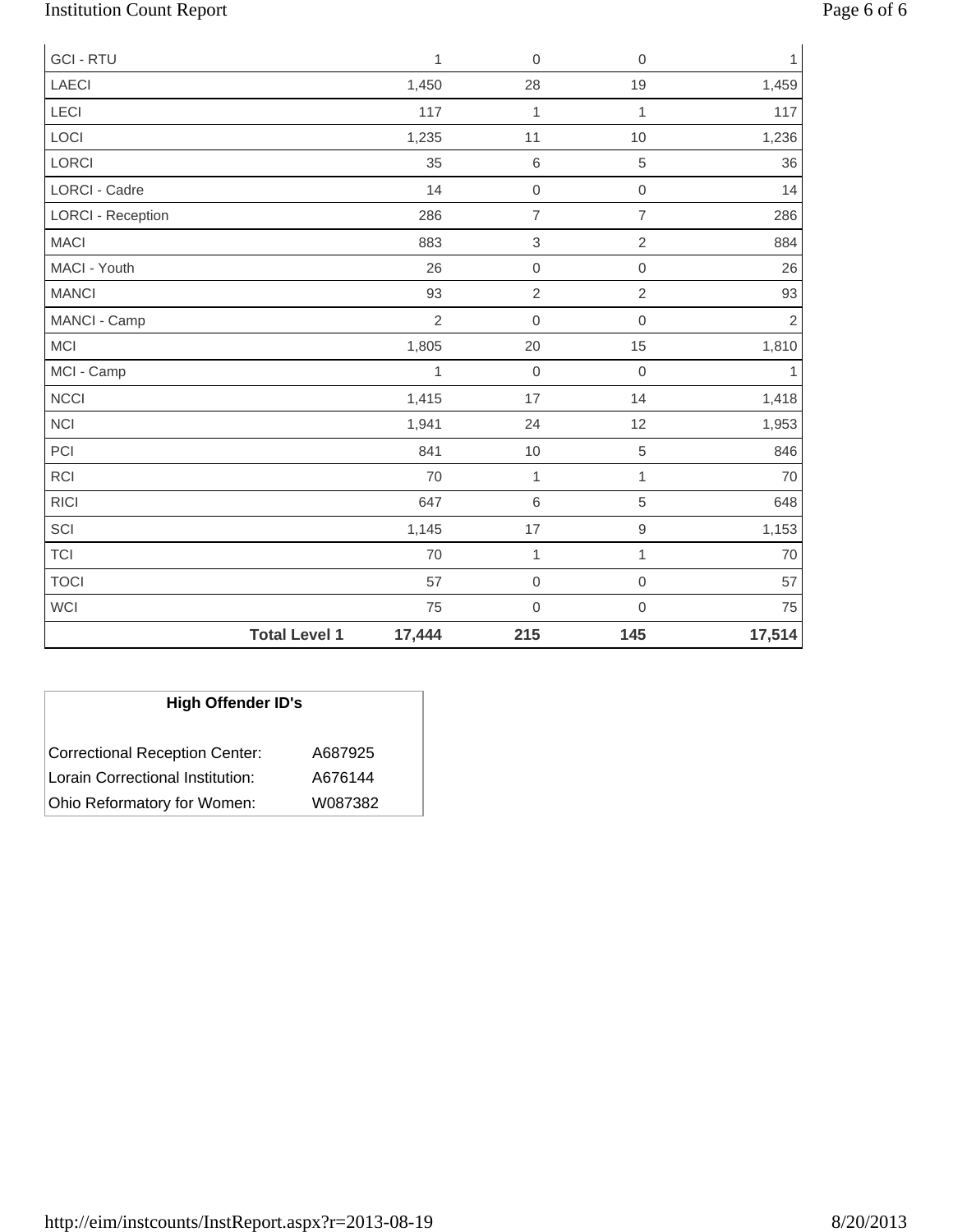| | | | | |
|---|---|---|---|---|
| GCI - RTU | 1 | 0 | 0 | 1 |
| LAECI | 1,450 | 28 | 19 | 1,459 |
| LECI | 117 | 1 | 1 | 117 |
| LOCI | 1,235 | 11 | 10 | 1,236 |
| LORCI | 35 | 6 | 5 | 36 |
| LORCI - Cadre | 14 | 0 | 0 | 14 |
| LORCI - Reception | 286 | 7 | 7 | 286 |
| MACI | 883 | 3 | 2 | 884 |
| MACI - Youth | 26 | 0 | 0 | 26 |
| MANCI | 93 | 2 | 2 | 93 |
| MANCI - Camp | 2 | 0 | 0 | 2 |
| MCI | 1,805 | 20 | 15 | 1,810 |
| MCI - Camp | 1 | 0 | 0 | 1 |
| NCCI | 1,415 | 17 | 14 | 1,418 |
| NCI | 1,941 | 24 | 12 | 1,953 |
| PCI | 841 | 10 | 5 | 846 |
| RCI | 70 | 1 | 1 | 70 |
| RICI | 647 | 6 | 5 | 648 |
| SCI | 1,145 | 17 | 9 | 1,153 |
| TCI | 70 | 1 | 1 | 70 |
| TOCI | 57 | 0 | 0 | 57 |
| WCI | 75 | 0 | 0 | 75 |
| **Total Level 1** | **17,444** | **215** | **145** | **17,514** |

| High Offender ID's | |
|---|---|
| Correctional Reception Center: | A687925 |
| Lorain Correctional Institution: | A676144 |
| Ohio Reformatory for Women: | W087382 |